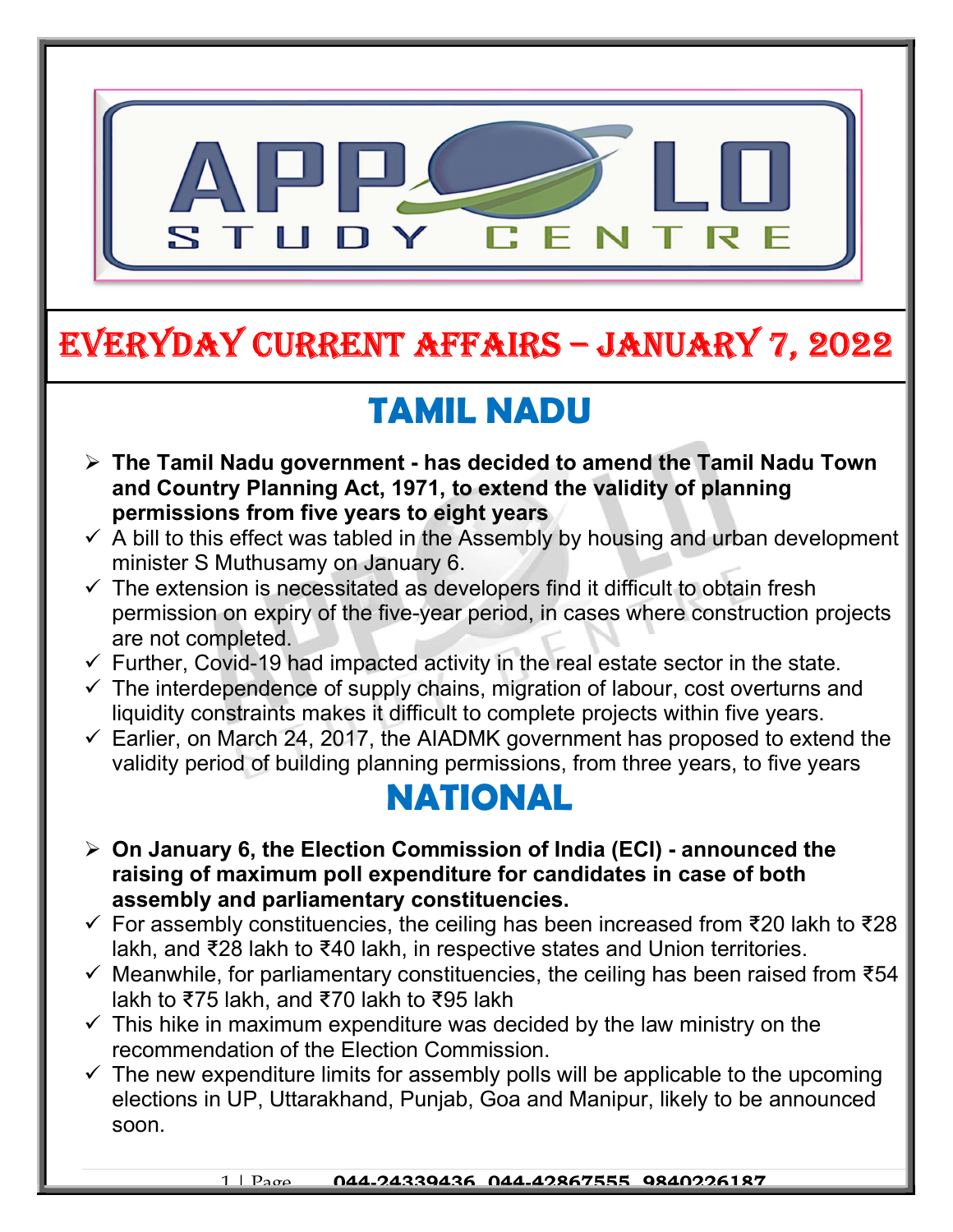# EVERYDAY CURRENT AFFAIRS – JANUARY 7, 2022

## TAMIL NADU

- **The Tamil Nadu government - has decided to amend the Tamil Nadu Town and Country Planning Act, 1971, to extend the validity of planning permissions from five years to eight years**
  - ✓ A bill to this effect was tabled in the Assembly by housing and urban development minister S Muthusamy on January 6.
  - ✓ The extension is necessitated as developers find it difficult to obtain fresh permission on expiry of the five-year period, in cases where construction projects are not completed.
  - ✓ Further, Covid-19 had impacted activity in the real estate sector in the state.
  - ✓ The interdependence of supply chains, migration of labour, cost overturns and liquidity constraints makes it difficult to complete projects within five years.
  - ✓ Earlier, on March 24, 2017, the AIADMK government has proposed to extend the validity period of building planning permissions, from three years, to five years

## NATIONAL

- **On January 6, the Election Commission of India (ECI) - announced the raising of maximum poll expenditure for candidates in case of both assembly and parliamentary constituencies.**
  - ✓ For assembly constituencies, the ceiling has been increased from ₹20 lakh to ₹28 lakh, and ₹28 lakh to ₹40 lakh, in respective states and Union territories.
  - ✓ Meanwhile, for parliamentary constituencies, the ceiling has been raised from ₹54 lakh to ₹75 lakh, and ₹70 lakh to ₹95 lakh
  - ✓ This hike in maximum expenditure was decided by the law ministry on the recommendation of the Election Commission.
  - ✓ The new expenditure limits for assembly polls will be applicable to the upcoming elections in UP, Uttarakhand, Punjab, Goa and Manipur, likely to be announced soon.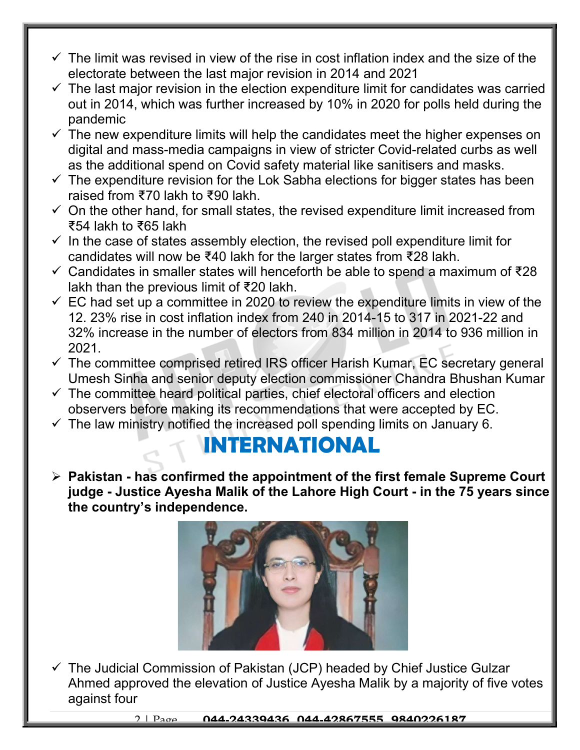- ✓ The limit was revised in view of the rise in cost inflation index and the size of the electorate between the last major revision in 2014 and 2021
- ✓ The last major revision in the election expenditure limit for candidates was carried out in 2014, which was further increased by 10% in 2020 for polls held during the pandemic
- ✓ The new expenditure limits will help the candidates meet the higher expenses on digital and mass-media campaigns in view of stricter Covid-related curbs as well as the additional spend on Covid safety material like sanitisers and masks.
- ✓ The expenditure revision for the Lok Sabha elections for bigger states has been raised from ₹70 lakh to ₹90 lakh.
- ✓ On the other hand, for small states, the revised expenditure limit increased from ₹54 lakh to ₹65 lakh
- ✓ In the case of states assembly election, the revised poll expenditure limit for candidates will now be ₹40 lakh for the larger states from ₹28 lakh.
- ✓ Candidates in smaller states will henceforth be able to spend a maximum of ₹28 lakh than the previous limit of ₹20 lakh.
- ✓ EC had set up a committee in 2020 to review the expenditure limits in view of the 12. 23% rise in cost inflation index from 240 in 2014-15 to 317 in 2021-22 and 32% increase in the number of electors from 834 million in 2014 to 936 million in 2021.
- ✓ The committee comprised retired IRS officer Harish Kumar, EC secretary general Umesh Sinha and senior deputy election commissioner Chandra Bhushan Kumar
- ✓ The committee heard political parties, chief electoral officers and election observers before making its recommendations that were accepted by EC.
- ✓ The law ministry notified the increased poll spending limits on January 6.

# INTERNATIONAL

- **Pakistan - has confirmed the appointment of the first female Supreme Court judge - Justice Ayesha Malik of the Lahore High Court - in the 75 years since the country's independence.**

- ✓ The Judicial Commission of Pakistan (JCP) headed by Chief Justice Gulzar Ahmed approved the elevation of Justice Ayesha Malik by a majority of five votes against four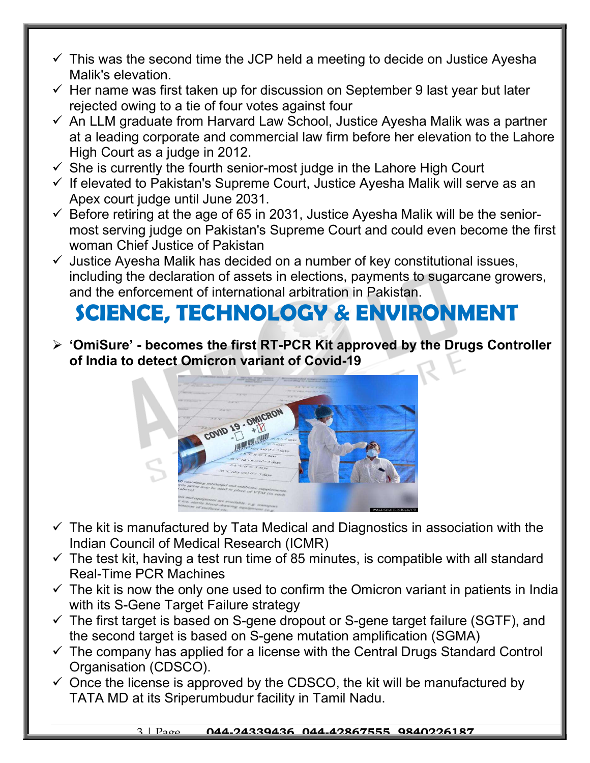- This was the second time the JCP held a meeting to decide on Justice Ayesha Malik's elevation.
- Her name was first taken up for discussion on September 9 last year but later rejected owing to a tie of four votes against four
- An LLM graduate from Harvard Law School, Justice Ayesha Malik was a partner at a leading corporate and commercial law firm before her elevation to the Lahore High Court as a judge in 2012.
- She is currently the fourth senior-most judge in the Lahore High Court
- If elevated to Pakistan's Supreme Court, Justice Ayesha Malik will serve as an Apex court judge until June 2031.
- Before retiring at the age of 65 in 2031, Justice Ayesha Malik will be the senior-most serving judge on Pakistan's Supreme Court and could even become the first woman Chief Justice of Pakistan
- Justice Ayesha Malik has decided on a number of key constitutional issues, including the declaration of assets in elections, payments to sugarcane growers, and the enforcement of international arbitration in Pakistan.

# SCIENCE, TECHNOLOGY & ENVIRONMENT

- **'OmiSure' - becomes the first RT-PCR Kit approved by the Drugs Controller of India to detect Omicron variant of Covid-19**

- The kit is manufactured by Tata Medical and Diagnostics in association with the Indian Council of Medical Research (ICMR)
- The test kit, having a test run time of 85 minutes, is compatible with all standard Real-Time PCR Machines
- The kit is now the only one used to confirm the Omicron variant in patients in India with its S-Gene Target Failure strategy
- The first target is based on S-gene dropout or S-gene target failure (SGTF), and the second target is based on S-gene mutation amplification (SGMA)
- The company has applied for a license with the Central Drugs Standard Control Organisation (CDSCO).
- Once the license is approved by the CDSCO, the kit will be manufactured by TATA MD at its Sriperumbudur facility in Tamil Nadu.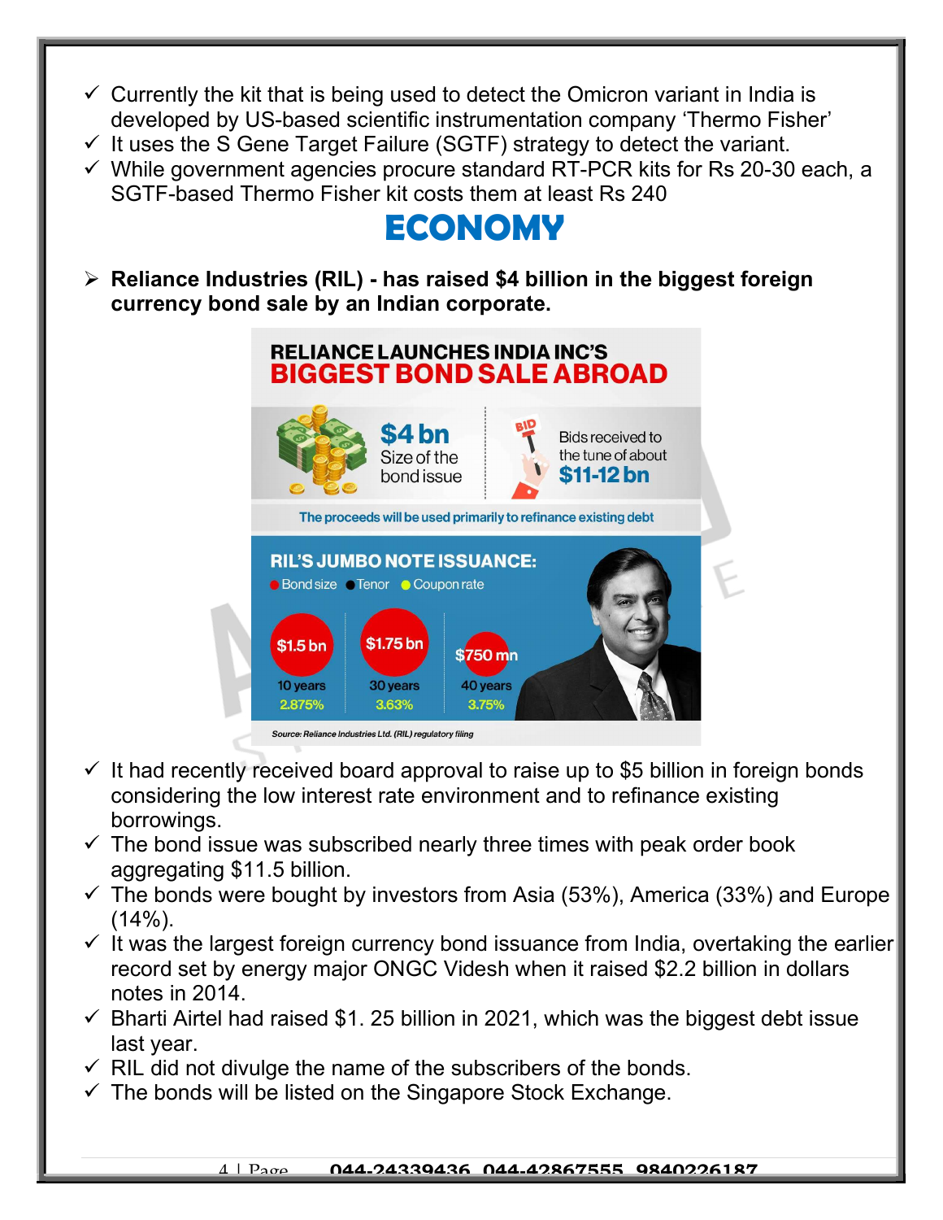- ✓ Currently the kit that is being used to detect the Omicron variant in India is developed by US-based scientific instrumentation company 'Thermo Fisher'
- ✓ It uses the S Gene Target Failure (SGTF) strategy to detect the variant.
- ✓ While government agencies procure standard RT-PCR kits for Rs 20-30 each, a SGTF-based Thermo Fisher kit costs them at least Rs 240

# ECONOMY

- **Reliance Industries (RIL) - has raised $4 billion in the biggest foreign currency bond sale by an Indian corporate.**

**RELIANCE LAUNCHES INDIA INC'S BIGGEST BOND SALE ABROAD**

**$4 bn** Size of the bond issue

Bids received to the tune of about **$11-12 bn**

The proceeds will be used primarily to refinance existing debt

**RIL'S JUMBO NOTE ISSUANCE:**

| Bond size | Tenor | Coupon rate |
| --- | --- | --- |
| $1.5 bn | 10 years | 2.875% |
| $1.75 bn | 30 years | 3.63% |
| $750 mn | 40 years | 3.75% |

Source: Reliance Industries Ltd. (RIL) regulatory filing

- ✓ It had recently received board approval to raise up to $5 billion in foreign bonds considering the low interest rate environment and to refinance existing borrowings.
- ✓ The bond issue was subscribed nearly three times with peak order book aggregating $11.5 billion.
- ✓ The bonds were bought by investors from Asia (53%), America (33%) and Europe (14%).
- ✓ It was the largest foreign currency bond issuance from India, overtaking the earlier record set by energy major ONGC Videsh when it raised $2.2 billion in dollars notes in 2014.
- ✓ Bharti Airtel had raised $1. 25 billion in 2021, which was the biggest debt issue last year.
- ✓ RIL did not divulge the name of the subscribers of the bonds.
- ✓ The bonds will be listed on the Singapore Stock Exchange.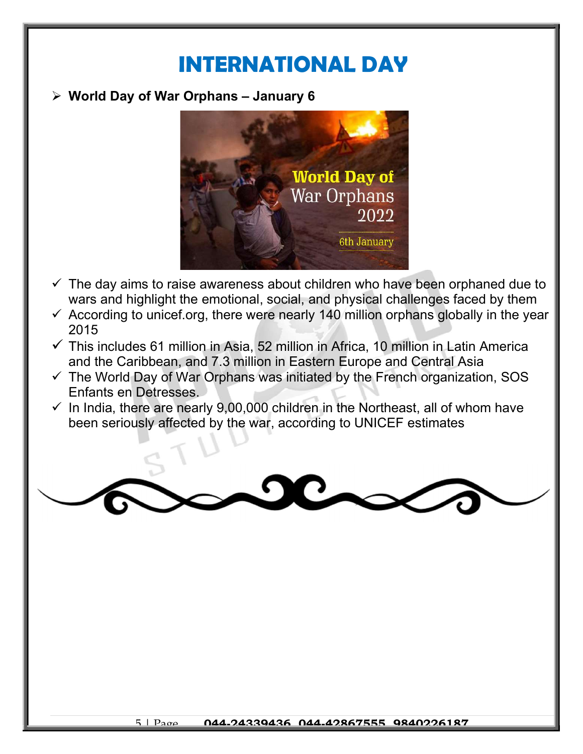# INTERNATIONAL DAY

- **World Day of War Orphans – January 6**

- ✓ The day aims to raise awareness about children who have been orphaned due to wars and highlight the emotional, social, and physical challenges faced by them
- ✓ According to unicef.org, there were nearly 140 million orphans globally in the year 2015
- ✓ This includes 61 million in Asia, 52 million in Africa, 10 million in Latin America and the Caribbean, and 7.3 million in Eastern Europe and Central Asia
- ✓ The World Day of War Orphans was initiated by the French organization, SOS Enfants en Detresses.
- ✓ In India, there are nearly 9,00,000 children in the Northeast, all of whom have been seriously affected by the war, according to UNICEF estimates